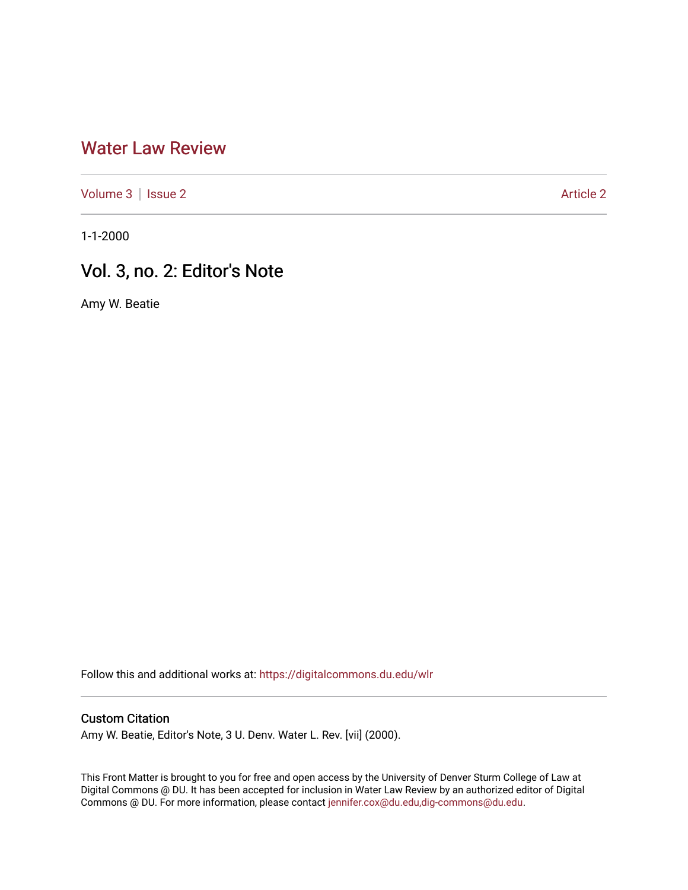# Water Law Review

Volume 3 | Issue 2 — Article 2

1-1-2000

## Vol. 3, no. 2: Editor's Note

Amy W. Beatie

Follow this and additional works at: https://digitalcommons.du.edu/wlr

### Custom Citation

Amy W. Beatie, Editor's Note, 3 U. Denv. Water L. Rev. [vii] (2000).

This Front Matter is brought to you for free and open access by the University of Denver Sturm College of Law at Digital Commons @ DU. It has been accepted for inclusion in Water Law Review by an authorized editor of Digital Commons @ DU. For more information, please contact jennifer.cox@du.edu,dig-commons@du.edu.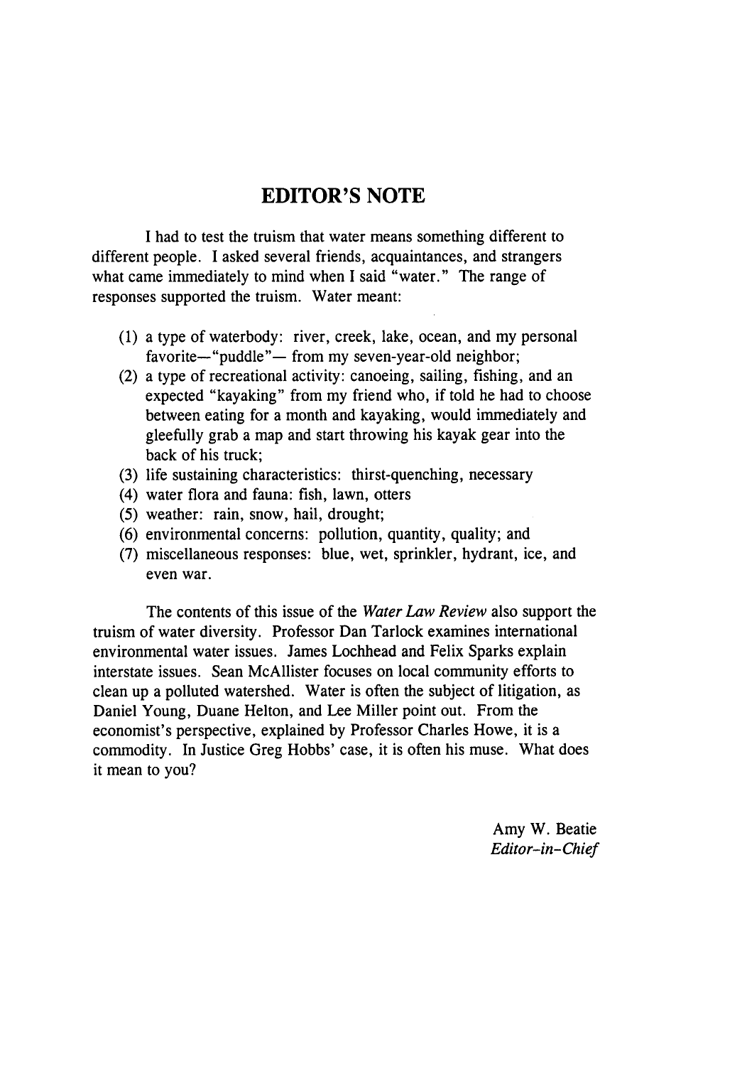## EDITOR'S NOTE

I had to test the truism that water means something different to different people. I asked several friends, acquaintances, and strangers what came immediately to mind when I said "water." The range of responses supported the truism. Water meant:

(1) a type of waterbody: river, creek, lake, ocean, and my personal favorite—"puddle"— from my seven-year-old neighbor;
(2) a type of recreational activity: canoeing, sailing, fishing, and an expected "kayaking" from my friend who, if told he had to choose between eating for a month and kayaking, would immediately and gleefully grab a map and start throwing his kayak gear into the back of his truck;
(3) life sustaining characteristics: thirst-quenching, necessary
(4) water flora and fauna: fish, lawn, otters
(5) weather: rain, snow, hail, drought;
(6) environmental concerns: pollution, quantity, quality; and
(7) miscellaneous responses: blue, wet, sprinkler, hydrant, ice, and even war.

The contents of this issue of the *Water Law Review* also support the truism of water diversity. Professor Dan Tarlock examines international environmental water issues. James Lochhead and Felix Sparks explain interstate issues. Sean McAllister focuses on local community efforts to clean up a polluted watershed. Water is often the subject of litigation, as Daniel Young, Duane Helton, and Lee Miller point out. From the economist's perspective, explained by Professor Charles Howe, it is a commodity. In Justice Greg Hobbs' case, it is often his muse. What does it mean to you?

Amy W. Beatie
*Editor-in-Chief*